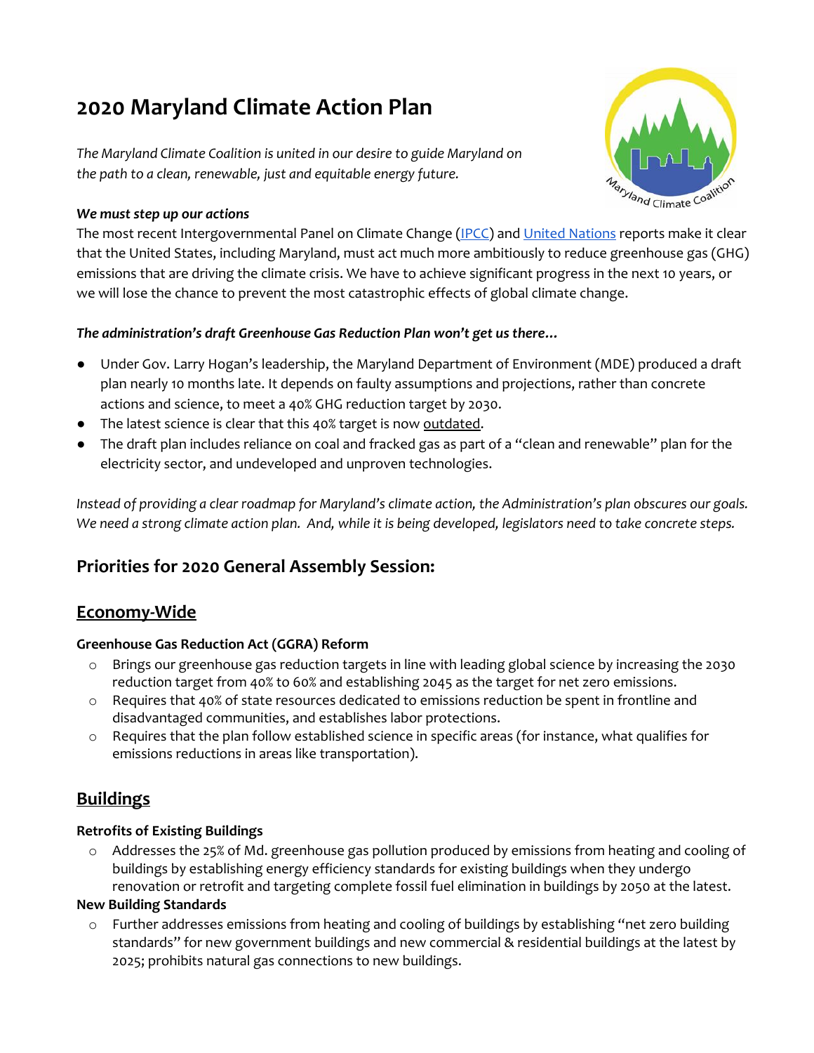# 2020 Maryland Climate Action Plan

*The Maryland Climate Coalition is united in our desire to guide Maryland on the path to a clean, renewable, just and equitable energy future.*

***We must step up our actions***

The most recent Intergovernmental Panel on Climate Change (IPCC) and United Nations reports make it clear that the United States, including Maryland, must act much more ambitiously to reduce greenhouse gas (GHG) emissions that are driving the climate crisis. We have to achieve significant progress in the next 10 years, or we will lose the chance to prevent the most catastrophic effects of global climate change.

***The administration's draft Greenhouse Gas Reduction Plan won't get us there…***

- Under Gov. Larry Hogan's leadership, the Maryland Department of Environment (MDE) produced a draft plan nearly 10 months late. It depends on faulty assumptions and projections, rather than concrete actions and science, to meet a 40% GHG reduction target by 2030.
- The latest science is clear that this 40% target is now outdated.
- The draft plan includes reliance on coal and fracked gas as part of a "clean and renewable" plan for the electricity sector, and undeveloped and unproven technologies.

*Instead of providing a clear roadmap for Maryland's climate action, the Administration's plan obscures our goals. We need a strong climate action plan. And, while it is being developed, legislators need to take concrete steps.*

## Priorities for 2020 General Assembly Session:

## Economy-Wide

**Greenhouse Gas Reduction Act (GGRA) Reform**

- Brings our greenhouse gas reduction targets in line with leading global science by increasing the 2030 reduction target from 40% to 60% and establishing 2045 as the target for net zero emissions.
- Requires that 40% of state resources dedicated to emissions reduction be spent in frontline and disadvantaged communities, and establishes labor protections.
- Requires that the plan follow established science in specific areas (for instance, what qualifies for emissions reductions in areas like transportation).

## Buildings

**Retrofits of Existing Buildings**

- Addresses the 25% of Md. greenhouse gas pollution produced by emissions from heating and cooling of buildings by establishing energy efficiency standards for existing buildings when they undergo renovation or retrofit and targeting complete fossil fuel elimination in buildings by 2050 at the latest.

**New Building Standards**

- Further addresses emissions from heating and cooling of buildings by establishing "net zero building standards" for new government buildings and new commercial & residential buildings at the latest by 2025; prohibits natural gas connections to new buildings.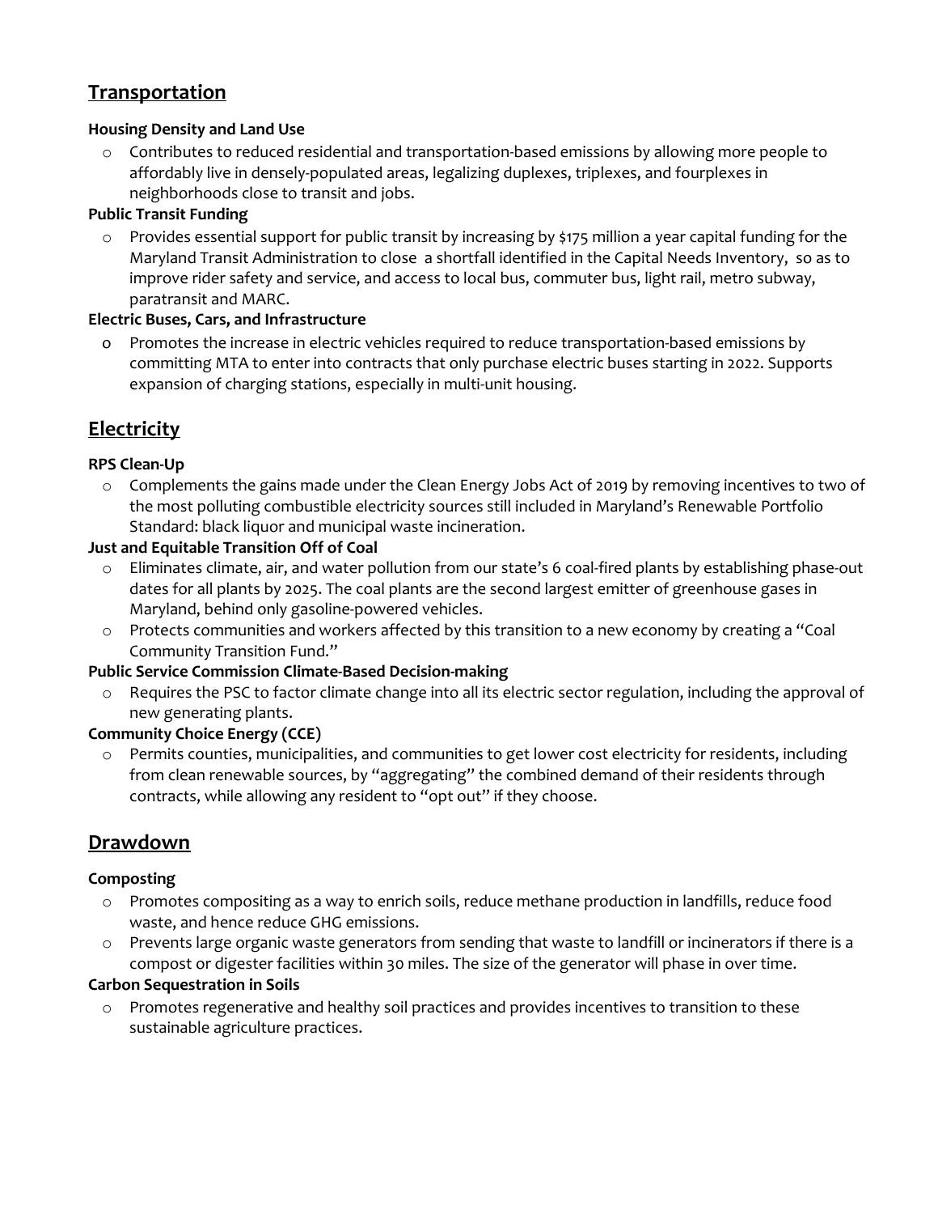## Transportation

**Housing Density and Land Use**

- Contributes to reduced residential and transportation-based emissions by allowing more people to affordably live in densely-populated areas, legalizing duplexes, triplexes, and fourplexes in neighborhoods close to transit and jobs.

**Public Transit Funding**

- Provides essential support for public transit by increasing by $175 million a year capital funding for the Maryland Transit Administration to close a shortfall identified in the Capital Needs Inventory, so as to improve rider safety and service, and access to local bus, commuter bus, light rail, metro subway, paratransit and MARC.

**Electric Buses, Cars, and Infrastructure**

- Promotes the increase in electric vehicles required to reduce transportation-based emissions by committing MTA to enter into contracts that only purchase electric buses starting in 2022. Supports expansion of charging stations, especially in multi-unit housing.

## Electricity

**RPS Clean-Up**

- Complements the gains made under the Clean Energy Jobs Act of 2019 by removing incentives to two of the most polluting combustible electricity sources still included in Maryland's Renewable Portfolio Standard: black liquor and municipal waste incineration.

**Just and Equitable Transition Off of Coal**

- Eliminates climate, air, and water pollution from our state's 6 coal-fired plants by establishing phase-out dates for all plants by 2025. The coal plants are the second largest emitter of greenhouse gases in Maryland, behind only gasoline-powered vehicles.
- Protects communities and workers affected by this transition to a new economy by creating a "Coal Community Transition Fund."

**Public Service Commission Climate-Based Decision-making**

- Requires the PSC to factor climate change into all its electric sector regulation, including the approval of new generating plants.

**Community Choice Energy (CCE)**

- Permits counties, municipalities, and communities to get lower cost electricity for residents, including from clean renewable sources, by "aggregating" the combined demand of their residents through contracts, while allowing any resident to "opt out" if they choose.

## Drawdown

**Composting**

- Promotes compositing as a way to enrich soils, reduce methane production in landfills, reduce food waste, and hence reduce GHG emissions.
- Prevents large organic waste generators from sending that waste to landfill or incinerators if there is a compost or digester facilities within 30 miles. The size of the generator will phase in over time.

**Carbon Sequestration in Soils**

- Promotes regenerative and healthy soil practices and provides incentives to transition to these sustainable agriculture practices.